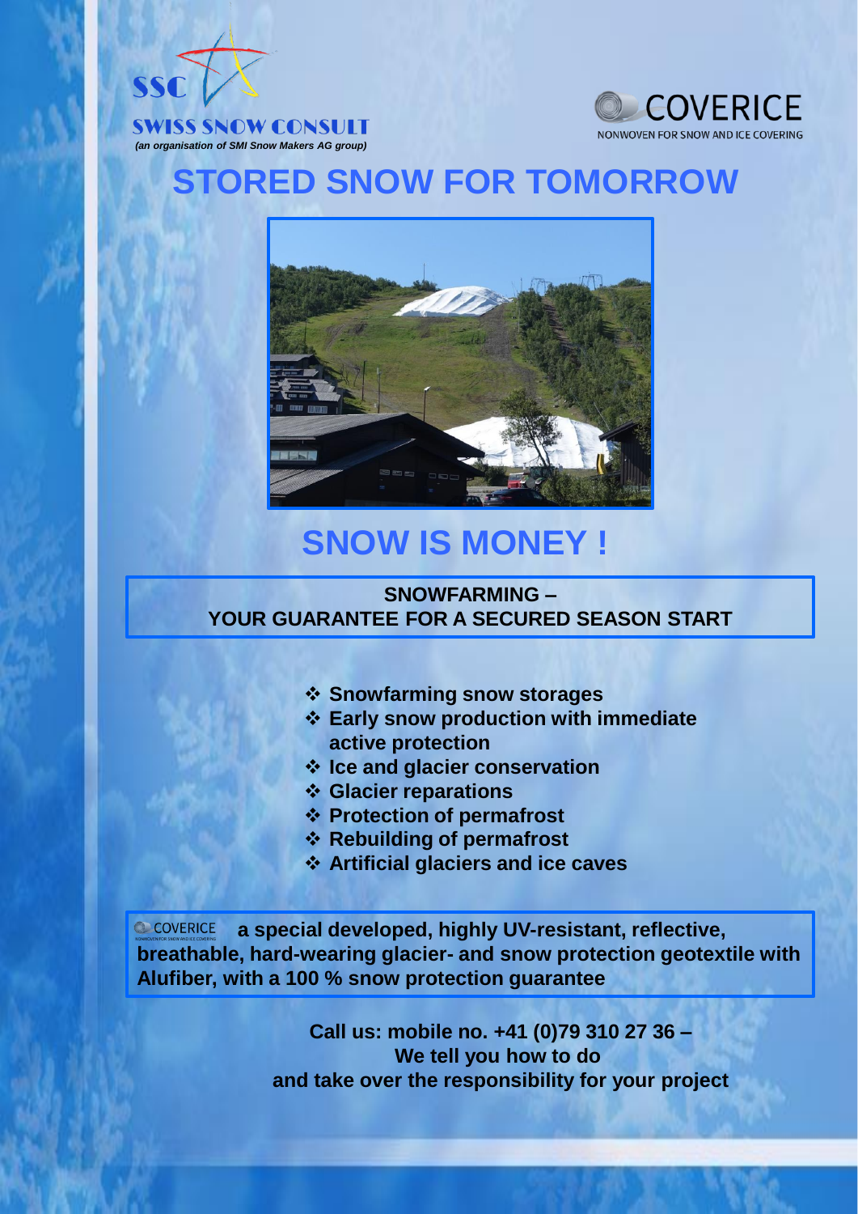SSC

SWISS SNOW CONSULT

*(an organisation of SMI Snow Makers AG group)*

COVERICE

NONWOVEN FOR SNOW AND ICE COVERING

# STORED SNOW FOR TOMORROW

# SNOW IS MONEY !

**SNOWFARMING –**
**YOUR GUARANTEE FOR A SECURED SEASON START**

- **Snowfarming snow storages**
- **Early snow production with immediate active protection**
- **Ice and glacier conservation**
- **Glacier reparations**
- **Protection of permafrost**
- **Rebuilding of permafrost**
- **Artificial glaciers and ice caves**

COVERICE **a special developed, highly UV-resistant, reflective, breathable, hard-wearing glacier- and snow protection geotextile with Alufiber, with a 100 % snow protection guarantee**

**Call us: mobile no. +41 (0)79 310 27 36 –**
**We tell you how to do**
**and take over the responsibility for your project**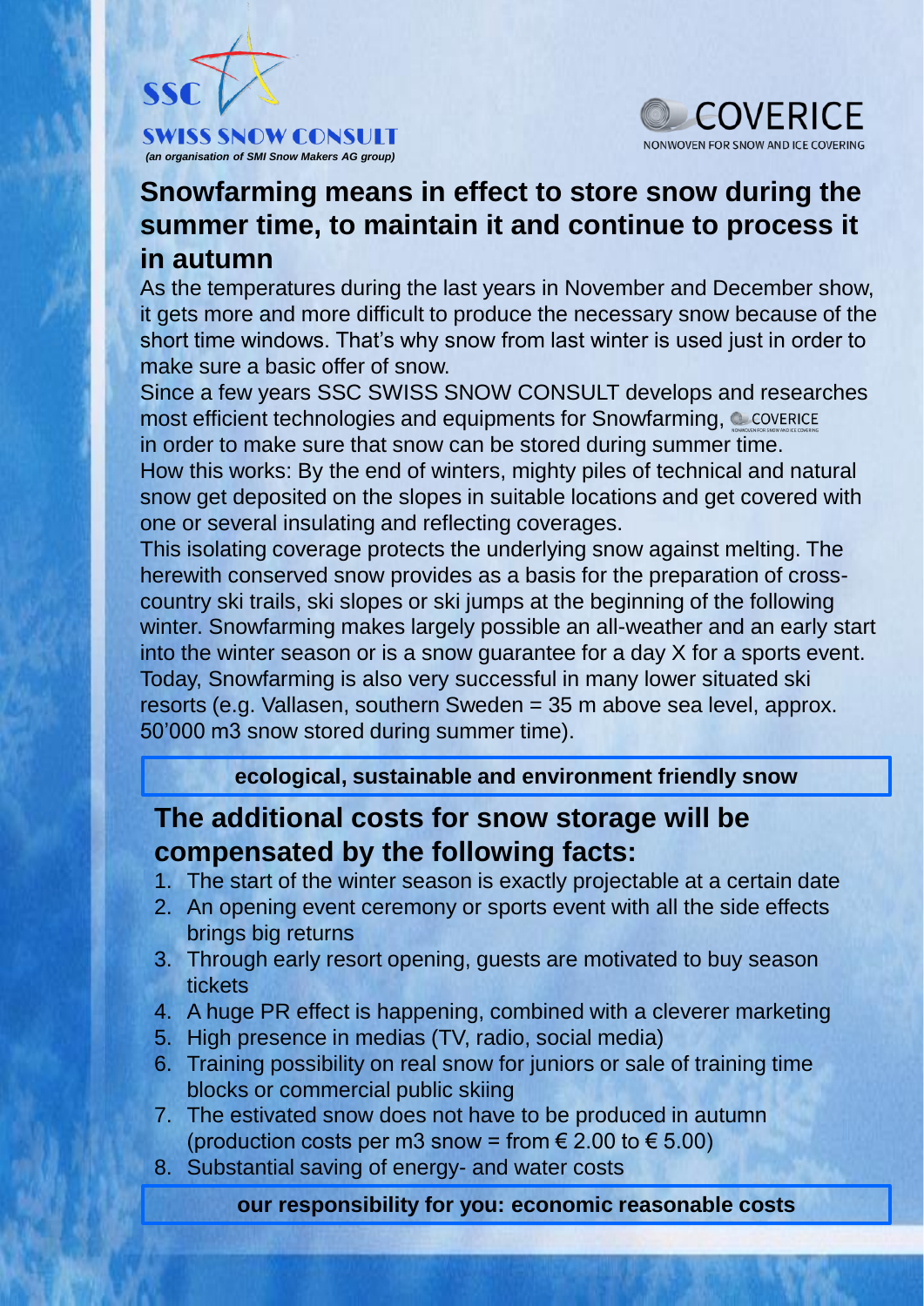SSC

SWISS SNOW CONSULT

*(an organisation of SMI Snow Makers AG group)*

COVERICE

NONWOVEN FOR SNOW AND ICE COVERING

## Snowfarming means in effect to store snow during the summer time, to maintain it and continue to process it in autumn

As the temperatures during the last years in November and December show, it gets more and more difficult to produce the necessary snow because of the short time windows. That's why snow from last winter is used just in order to make sure a basic offer of snow.

Since a few years SSC SWISS SNOW CONSULT develops and researches most efficient technologies and equipments for Snowfarming, COVERICE in order to make sure that snow can be stored during summer time.

How this works: By the end of winters, mighty piles of technical and natural snow get deposited on the slopes in suitable locations and get covered with one or several insulating and reflecting coverages.

This isolating coverage protects the underlying snow against melting. The herewith conserved snow provides as a basis for the preparation of cross-country ski trails, ski slopes or ski jumps at the beginning of the following winter. Snowfarming makes largely possible an all-weather and an early start into the winter season or is a snow guarantee for a day X for a sports event. Today, Snowfarming is also very successful in many lower situated ski resorts (e.g. Vallasen, southern Sweden = 35 m above sea level, approx. 50'000 m3 snow stored during summer time).

**ecological, sustainable and environment friendly snow**

## The additional costs for snow storage will be compensated by the following facts:

1. The start of the winter season is exactly projectable at a certain date
2. An opening event ceremony or sports event with all the side effects brings big returns
3. Through early resort opening, guests are motivated to buy season tickets
4. A huge PR effect is happening, combined with a cleverer marketing
5. High presence in medias (TV, radio, social media)
6. Training possibility on real snow for juniors or sale of training time blocks or commercial public skiing
7. The estivated snow does not have to be produced in autumn (production costs per m3 snow = from € 2.00 to € 5.00)
8. Substantial saving of energy- and water costs

**our responsibility for you: economic reasonable costs**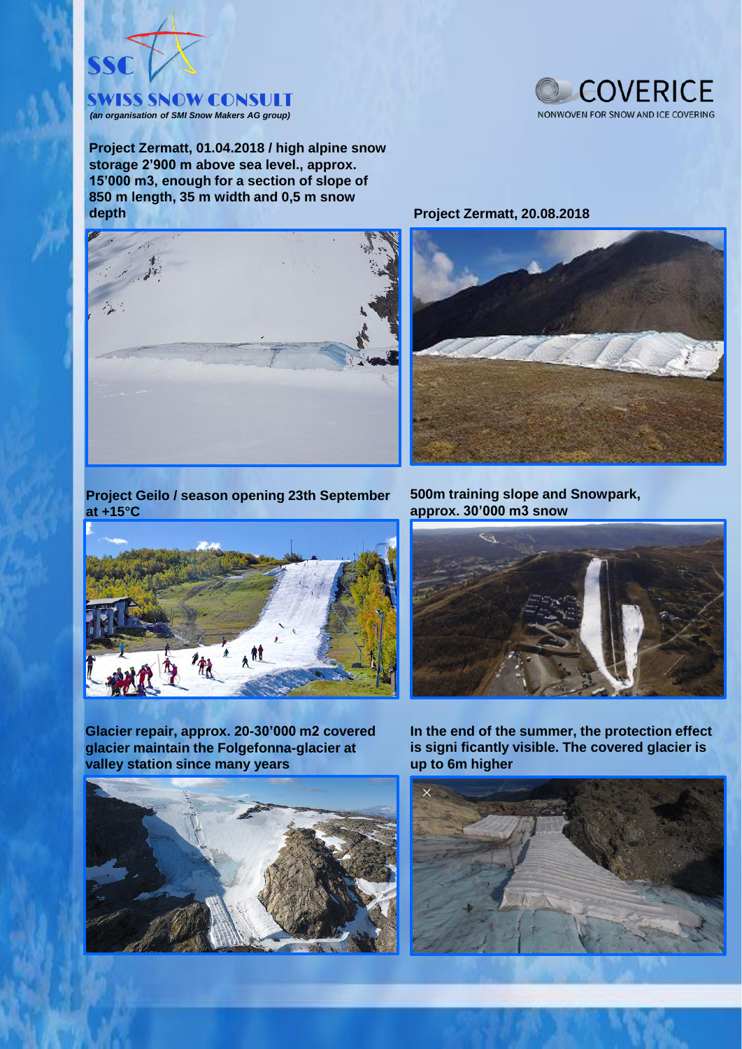**SWISS SNOW CONSULT**

*(an organisation of SMI Snow Makers AG group)*

**COVERICE**

NONWOVEN FOR SNOW AND ICE COVERING

**Project Zermatt, 01.04.2018 / high alpine snow storage 2'900 m above sea level., approx. 15'000 m3, enough for a section of slope of 850 m length, 35 m width and 0,5 m snow depth**

**Project Zermatt, 20.08.2018**

**Project Geilo / season opening 23th September at +15°C**

**500m training slope and Snowpark, approx. 30'000 m3 snow**

**Glacier repair, approx. 20-30'000 m2 covered glacier maintain the Folgefonna-glacier at valley station since many years**

**In the end of the summer, the protection effect is signi ficantly visible. The covered glacier is up to 6m higher**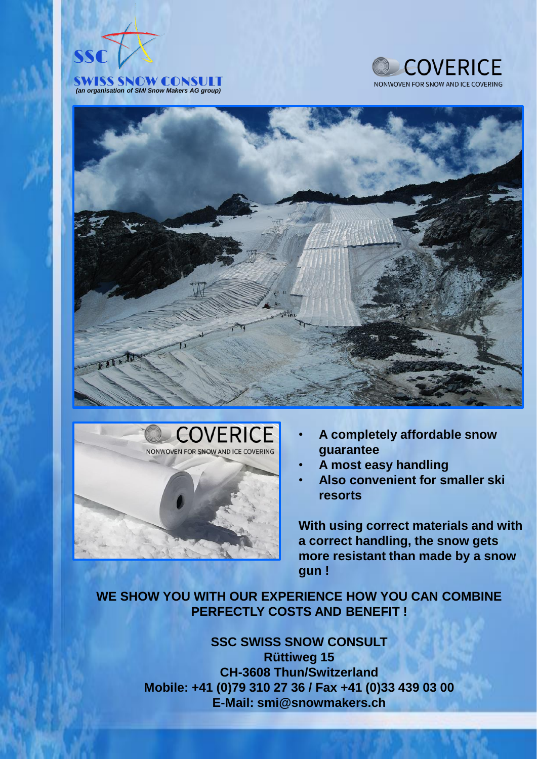SSC

SWISS SNOW CONSULT

*(an organisation of SMI Snow Makers AG group)*

COVERICE

NONWOVEN FOR SNOW AND ICE COVERING

- **A completely affordable snow guarantee**
- **A most easy handling**
- **Also convenient for smaller ski resorts**

**With using correct materials and with a correct handling, the snow gets more resistant than made by a snow gun !**

**WE SHOW YOU WITH OUR EXPERIENCE HOW YOU CAN COMBINE PERFECTLY COSTS AND BENEFIT !**

**SSC SWISS SNOW CONSULT**
**Rüttiweg 15**
**CH-3608 Thun/Switzerland**
**Mobile: +41 (0)79 310 27 36 / Fax +41 (0)33 439 03 00**
**E-Mail: smi@snowmakers.ch**